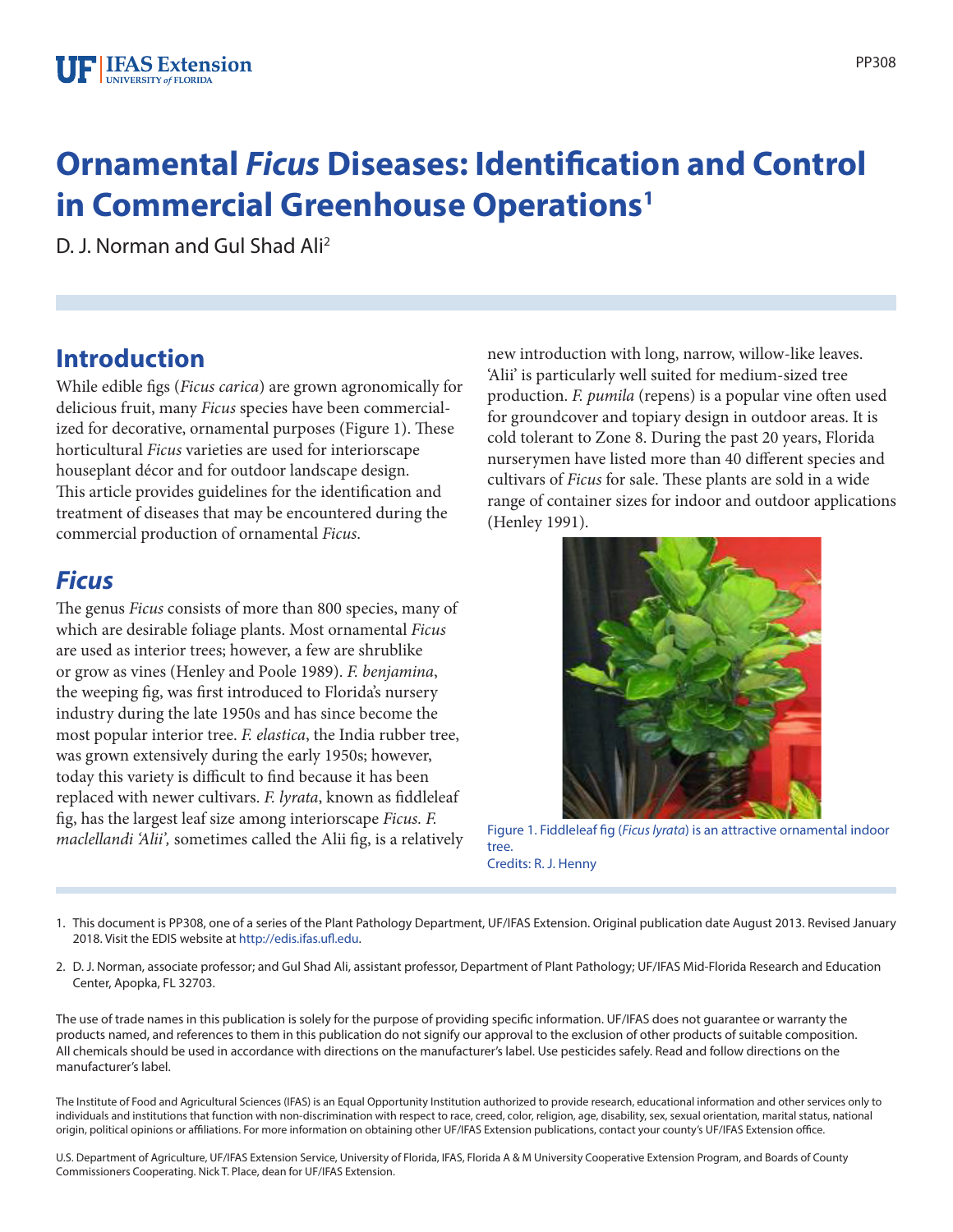# Ornamental *Ficus* Diseases: Identification and Control in Commercial Greenhouse Operations[1]

D. J. Norman and Gul Shad Ali[2]

## Introduction

While edible figs (*Ficus carica*) are grown agronomically for delicious fruit, many *Ficus* species have been commercialized for decorative, ornamental purposes (Figure 1). These horticultural *Ficus* varieties are used for interiorscape houseplant décor and for outdoor landscape design. This article provides guidelines for the identification and treatment of diseases that may be encountered during the commercial production of ornamental *Ficus*.

## *Ficus*

The genus *Ficus* consists of more than 800 species, many of which are desirable foliage plants. Most ornamental *Ficus* are used as interior trees; however, a few are shrublike or grow as vines (Henley and Poole 1989). *F. benjamina*, the weeping fig, was first introduced to Florida's nursery industry during the late 1950s and has since become the most popular interior tree. *F. elastica*, the India rubber tree, was grown extensively during the early 1950s; however, today this variety is difficult to find because it has been replaced with newer cultivars. *F. lyrata*, known as fiddleleaf fig, has the largest leaf size among interiorscape *Ficus. F. maclellandi 'Alii',* sometimes called the Alii fig, is a relatively new introduction with long, narrow, willow-like leaves. 'Alii' is particularly well suited for medium-sized tree production. *F. pumila* (repens) is a popular vine often used for groundcover and topiary design in outdoor areas. It is cold tolerant to Zone 8. During the past 20 years, Florida nurserymen have listed more than 40 different species and cultivars of *Ficus* for sale. These plants are sold in a wide range of container sizes for indoor and outdoor applications (Henley 1991).

Figure 1. Fiddleleaf fig (*Ficus lyrata*) is an attractive ornamental indoor tree.
Credits: R. J. Henny

1. This document is PP308, one of a series of the Plant Pathology Department, UF/IFAS Extension. Original publication date August 2013. Revised January 2018. Visit the EDIS website at http://edis.ifas.ufl.edu.

2. D. J. Norman, associate professor; and Gul Shad Ali, assistant professor, Department of Plant Pathology; UF/IFAS Mid-Florida Research and Education Center, Apopka, FL 32703.

The use of trade names in this publication is solely for the purpose of providing specific information. UF/IFAS does not guarantee or warranty the products named, and references to them in this publication do not signify our approval to the exclusion of other products of suitable composition. All chemicals should be used in accordance with directions on the manufacturer's label. Use pesticides safely. Read and follow directions on the manufacturer's label.

The Institute of Food and Agricultural Sciences (IFAS) is an Equal Opportunity Institution authorized to provide research, educational information and other services only to individuals and institutions that function with non-discrimination with respect to race, creed, color, religion, age, disability, sex, sexual orientation, marital status, national origin, political opinions or affiliations. For more information on obtaining other UF/IFAS Extension publications, contact your county's UF/IFAS Extension office.

U.S. Department of Agriculture, UF/IFAS Extension Service, University of Florida, IFAS, Florida A & M University Cooperative Extension Program, and Boards of County Commissioners Cooperating. Nick T. Place, dean for UF/IFAS Extension.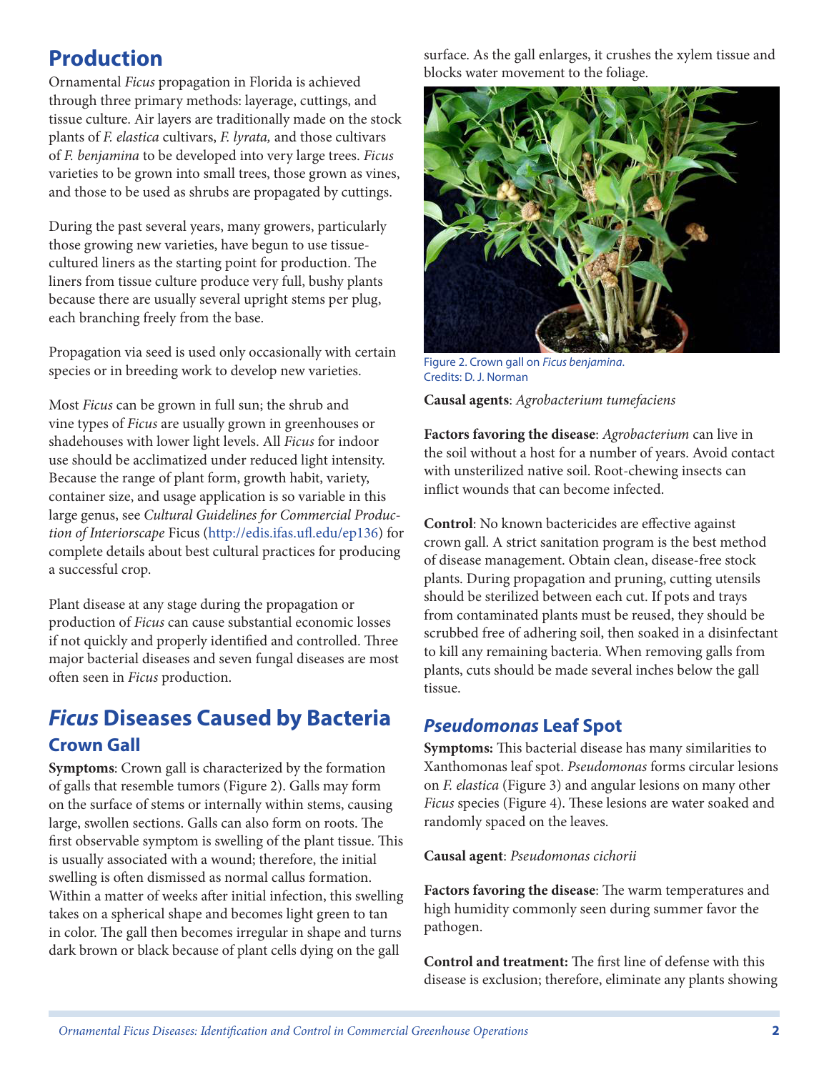## Production

Ornamental *Ficus* propagation in Florida is achieved through three primary methods: layerage, cuttings, and tissue culture. Air layers are traditionally made on the stock plants of *F. elastica* cultivars, *F. lyrata,* and those cultivars of *F. benjamina* to be developed into very large trees. *Ficus* varieties to be grown into small trees, those grown as vines, and those to be used as shrubs are propagated by cuttings.

During the past several years, many growers, particularly those growing new varieties, have begun to use tissue-cultured liners as the starting point for production. The liners from tissue culture produce very full, bushy plants because there are usually several upright stems per plug, each branching freely from the base.

Propagation via seed is used only occasionally with certain species or in breeding work to develop new varieties.

Most *Ficus* can be grown in full sun; the shrub and vine types of *Ficus* are usually grown in greenhouses or shadehouses with lower light levels. All *Ficus* for indoor use should be acclimatized under reduced light intensity. Because the range of plant form, growth habit, variety, container size, and usage application is so variable in this large genus, see *Cultural Guidelines for Commercial Production of Interiorscape* Ficus (http://edis.ifas.ufl.edu/ep136) for complete details about best cultural practices for producing a successful crop.

Plant disease at any stage during the propagation or production of *Ficus* can cause substantial economic losses if not quickly and properly identified and controlled. Three major bacterial diseases and seven fungal diseases are most often seen in *Ficus* production.

## *Ficus* Diseases Caused by Bacteria

### Crown Gall

**Symptoms**: Crown gall is characterized by the formation of galls that resemble tumors (Figure 2). Galls may form on the surface of stems or internally within stems, causing large, swollen sections. Galls can also form on roots. The first observable symptom is swelling of the plant tissue. This is usually associated with a wound; therefore, the initial swelling is often dismissed as normal callus formation. Within a matter of weeks after initial infection, this swelling takes on a spherical shape and becomes light green to tan in color. The gall then becomes irregular in shape and turns dark brown or black because of plant cells dying on the gall surface. As the gall enlarges, it crushes the xylem tissue and blocks water movement to the foliage.

Figure 2. Crown gall on *Ficus benjamina.*
Credits: D. J. Norman

**Causal agents**: *Agrobacterium tumefaciens*

**Factors favoring the disease**: *Agrobacterium* can live in the soil without a host for a number of years. Avoid contact with unsterilized native soil. Root-chewing insects can inflict wounds that can become infected.

**Control**: No known bactericides are effective against crown gall. A strict sanitation program is the best method of disease management. Obtain clean, disease-free stock plants. During propagation and pruning, cutting utensils should be sterilized between each cut. If pots and trays from contaminated plants must be reused, they should be scrubbed free of adhering soil, then soaked in a disinfectant to kill any remaining bacteria. When removing galls from plants, cuts should be made several inches below the gall tissue.

### *Pseudomonas* Leaf Spot

**Symptoms:** This bacterial disease has many similarities to Xanthomonas leaf spot. *Pseudomonas* forms circular lesions on *F. elastica* (Figure 3) and angular lesions on many other *Ficus* species (Figure 4). These lesions are water soaked and randomly spaced on the leaves.

**Causal agent**: *Pseudomonas cichorii*

**Factors favoring the disease**: The warm temperatures and high humidity commonly seen during summer favor the pathogen.

**Control and treatment:** The first line of defense with this disease is exclusion; therefore, eliminate any plants showing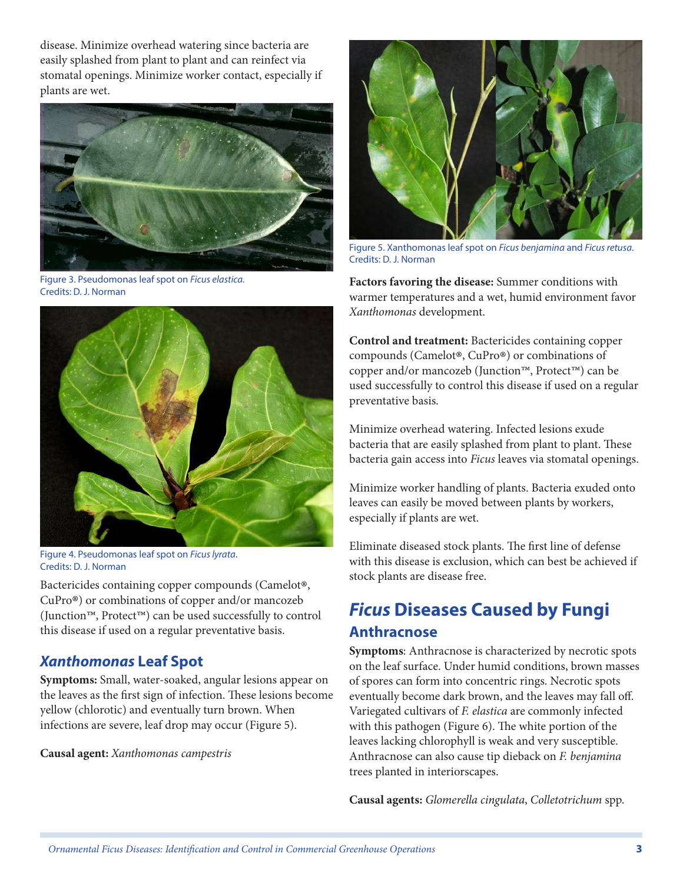disease. Minimize overhead watering since bacteria are easily splashed from plant to plant and can reinfect via stomatal openings. Minimize worker contact, especially if plants are wet.

Figure 3. Pseudomonas leaf spot on *Ficus elastica*.
Credits: D. J. Norman

Figure 4. Pseudomonas leaf spot on *Ficus lyrata*.
Credits: D. J. Norman

Bactericides containing copper compounds (Camelot®, CuPro®) or combinations of copper and/or mancozeb (Junction™, Protect™) can be used successfully to control this disease if used on a regular preventative basis.

### *Xanthomonas* Leaf Spot

**Symptoms:** Small, water-soaked, angular lesions appear on the leaves as the first sign of infection. These lesions become yellow (chlorotic) and eventually turn brown. When infections are severe, leaf drop may occur (Figure 5).

**Causal agent:** *Xanthomonas campestris*

Figure 5. Xanthomonas leaf spot on *Ficus benjamina* and *Ficus retusa*.
Credits: D. J. Norman

**Factors favoring the disease:** Summer conditions with warmer temperatures and a wet, humid environment favor *Xanthomonas* development.

**Control and treatment:** Bactericides containing copper compounds (Camelot®, CuPro®) or combinations of copper and/or mancozeb (Junction™, Protect™) can be used successfully to control this disease if used on a regular preventative basis.

Minimize overhead watering. Infected lesions exude bacteria that are easily splashed from plant to plant. These bacteria gain access into *Ficus* leaves via stomatal openings.

Minimize worker handling of plants. Bacteria exuded onto leaves can easily be moved between plants by workers, especially if plants are wet.

Eliminate diseased stock plants. The first line of defense with this disease is exclusion, which can best be achieved if stock plants are disease free.

## *Ficus* Diseases Caused by Fungi

### Anthracnose

**Symptoms**: Anthracnose is characterized by necrotic spots on the leaf surface. Under humid conditions, brown masses of spores can form into concentric rings. Necrotic spots eventually become dark brown, and the leaves may fall off. Variegated cultivars of *F. elastica* are commonly infected with this pathogen (Figure 6). The white portion of the leaves lacking chlorophyll is weak and very susceptible. Anthracnose can also cause tip dieback on *F. benjamina* trees planted in interiorscapes.

**Causal agents:** *Glomerella cingulata*, *Colletotrichum* spp.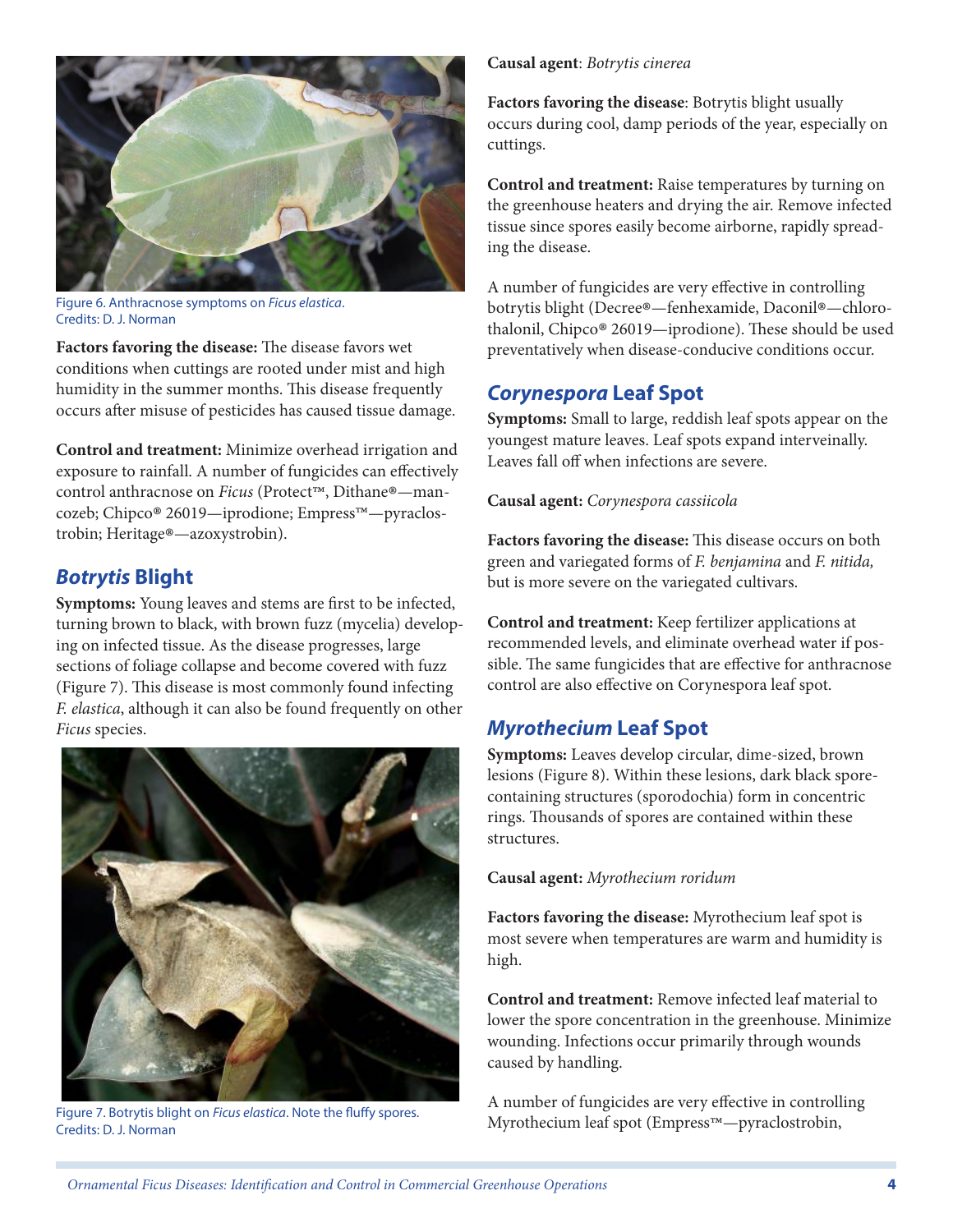Figure 6. Anthracnose symptoms on *Ficus elastica*.
Credits: D. J. Norman

**Factors favoring the disease:** The disease favors wet conditions when cuttings are rooted under mist and high humidity in the summer months. This disease frequently occurs after misuse of pesticides has caused tissue damage.

**Control and treatment:** Minimize overhead irrigation and exposure to rainfall. A number of fungicides can effectively control anthracnose on *Ficus* (Protect™, Dithane®—mancozeb; Chipco® 26019—iprodione; Empress™—pyraclostrobin; Heritage®—azoxystrobin).

## *Botrytis* Blight

**Symptoms:** Young leaves and stems are first to be infected, turning brown to black, with brown fuzz (mycelia) developing on infected tissue. As the disease progresses, large sections of foliage collapse and become covered with fuzz (Figure 7). This disease is most commonly found infecting *F. elastica*, although it can also be found frequently on other *Ficus* species.

Figure 7. Botrytis blight on *Ficus elastica*. Note the fluffy spores.
Credits: D. J. Norman

**Causal agent**: *Botrytis cinerea*

**Factors favoring the disease**: Botrytis blight usually occurs during cool, damp periods of the year, especially on cuttings.

**Control and treatment:** Raise temperatures by turning on the greenhouse heaters and drying the air. Remove infected tissue since spores easily become airborne, rapidly spreading the disease.

A number of fungicides are very effective in controlling botrytis blight (Decree®—fenhexamide, Daconil®—chlorothalonil, Chipco® 26019—iprodione). These should be used preventatively when disease-conducive conditions occur.

## *Corynespora* Leaf Spot

**Symptoms:** Small to large, reddish leaf spots appear on the youngest mature leaves. Leaf spots expand interveinally. Leaves fall off when infections are severe.

**Causal agent:** *Corynespora cassiicola*

**Factors favoring the disease:** This disease occurs on both green and variegated forms of *F. benjamina* and *F. nitida,* but is more severe on the variegated cultivars.

**Control and treatment:** Keep fertilizer applications at recommended levels, and eliminate overhead water if possible. The same fungicides that are effective for anthracnose control are also effective on Corynespora leaf spot.

## *Myrothecium* Leaf Spot

**Symptoms:** Leaves develop circular, dime-sized, brown lesions (Figure 8). Within these lesions, dark black spore-containing structures (sporodochia) form in concentric rings. Thousands of spores are contained within these structures.

**Causal agent:** *Myrothecium roridum*

**Factors favoring the disease:** Myrothecium leaf spot is most severe when temperatures are warm and humidity is high.

**Control and treatment:** Remove infected leaf material to lower the spore concentration in the greenhouse. Minimize wounding. Infections occur primarily through wounds caused by handling.

A number of fungicides are very effective in controlling Myrothecium leaf spot (Empress™—pyraclostrobin,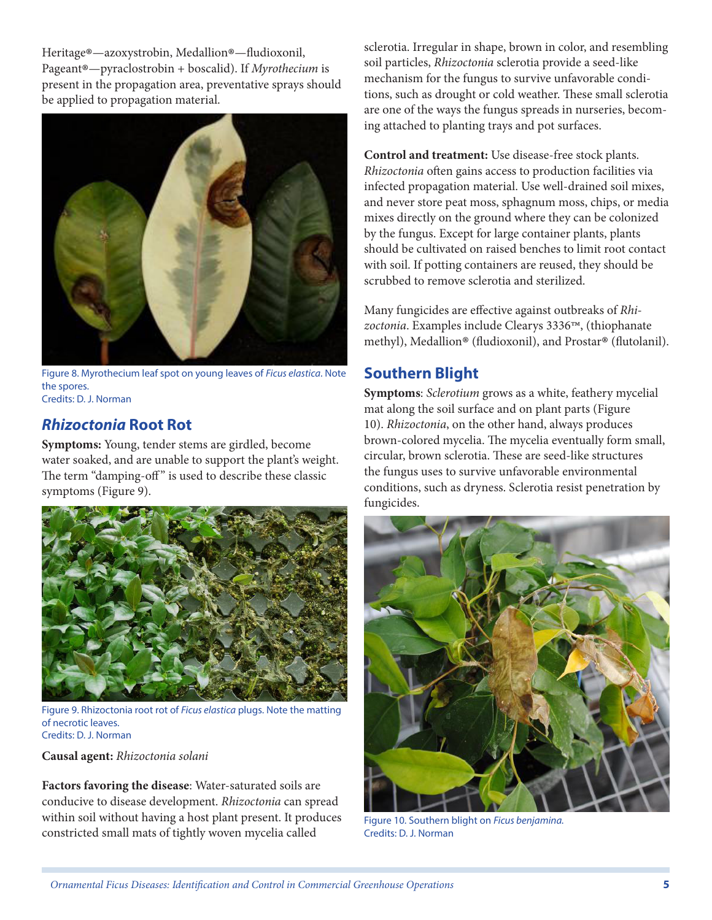Heritage®—azoxystrobin, Medallion®—fludioxonil, Pageant®—pyraclostrobin + boscalid). If *Myrothecium* is present in the propagation area, preventative sprays should be applied to propagation material.

Figure 8. Myrothecium leaf spot on young leaves of *Ficus elastica*. Note the spores.
Credits: D. J. Norman

## *Rhizoctonia* Root Rot

**Symptoms:** Young, tender stems are girdled, become water soaked, and are unable to support the plant's weight. The term "damping-off" is used to describe these classic symptoms (Figure 9).

Figure 9. Rhizoctonia root rot of *Ficus elastica* plugs. Note the matting of necrotic leaves.
Credits: D. J. Norman

**Causal agent:** *Rhizoctonia solani*

**Factors favoring the disease**: Water-saturated soils are conducive to disease development. *Rhizoctonia* can spread within soil without having a host plant present. It produces constricted small mats of tightly woven mycelia called sclerotia. Irregular in shape, brown in color, and resembling soil particles, *Rhizoctonia* sclerotia provide a seed-like mechanism for the fungus to survive unfavorable conditions, such as drought or cold weather. These small sclerotia are one of the ways the fungus spreads in nurseries, becoming attached to planting trays and pot surfaces.

**Control and treatment:** Use disease-free stock plants. *Rhizoctonia* often gains access to production facilities via infected propagation material. Use well-drained soil mixes, and never store peat moss, sphagnum moss, chips, or media mixes directly on the ground where they can be colonized by the fungus. Except for large container plants, plants should be cultivated on raised benches to limit root contact with soil. If potting containers are reused, they should be scrubbed to remove sclerotia and sterilized.

Many fungicides are effective against outbreaks of *Rhizoctonia*. Examples include Clearys 3336™, (thiophanate methyl), Medallion® (fludioxonil), and Prostar® (flutolanil).

## Southern Blight

**Symptoms**: *Sclerotium* grows as a white, feathery mycelial mat along the soil surface and on plant parts (Figure 10). *Rhizoctonia*, on the other hand, always produces brown-colored mycelia. The mycelia eventually form small, circular, brown sclerotia. These are seed-like structures the fungus uses to survive unfavorable environmental conditions, such as dryness. Sclerotia resist penetration by fungicides.

Figure 10. Southern blight on *Ficus benjamina.*
Credits: D. J. Norman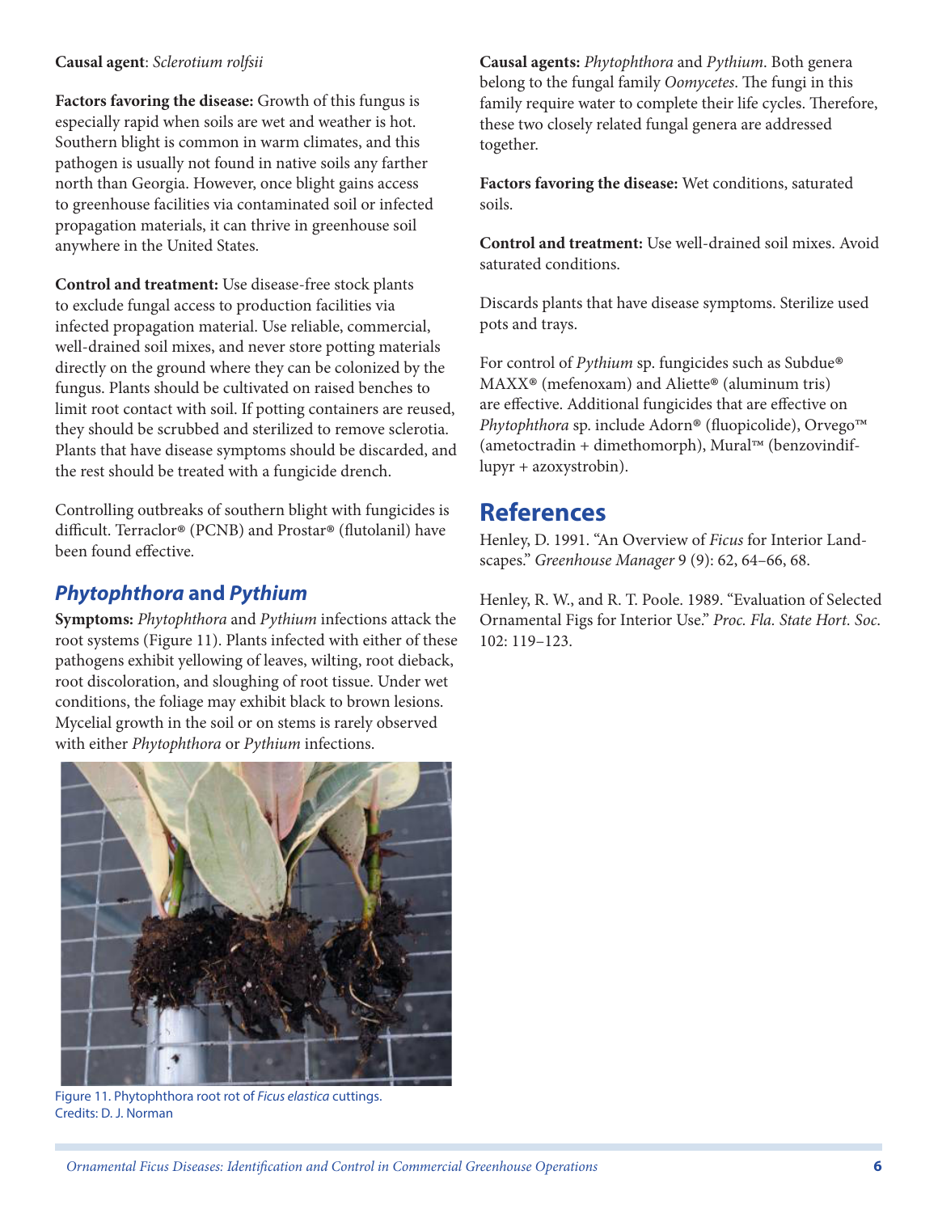**Causal agent**: *Sclerotium rolfsii*

**Factors favoring the disease:** Growth of this fungus is especially rapid when soils are wet and weather is hot. Southern blight is common in warm climates, and this pathogen is usually not found in native soils any farther north than Georgia. However, once blight gains access to greenhouse facilities via contaminated soil or infected propagation materials, it can thrive in greenhouse soil anywhere in the United States.

**Control and treatment:** Use disease-free stock plants to exclude fungal access to production facilities via infected propagation material. Use reliable, commercial, well-drained soil mixes, and never store potting materials directly on the ground where they can be colonized by the fungus. Plants should be cultivated on raised benches to limit root contact with soil. If potting containers are reused, they should be scrubbed and sterilized to remove sclerotia. Plants that have disease symptoms should be discarded, and the rest should be treated with a fungicide drench.

Controlling outbreaks of southern blight with fungicides is difficult. Terraclor® (PCNB) and Prostar® (flutolanil) have been found effective.

## *Phytophthora* and *Pythium*

**Symptoms:** *Phytophthora* and *Pythium* infections attack the root systems (Figure 11). Plants infected with either of these pathogens exhibit yellowing of leaves, wilting, root dieback, root discoloration, and sloughing of root tissue. Under wet conditions, the foliage may exhibit black to brown lesions. Mycelial growth in the soil or on stems is rarely observed with either *Phytophthora* or *Pythium* infections.

Figure 11. Phytophthora root rot of *Ficus elastica* cuttings.
Credits: D. J. Norman

**Causal agents:** *Phytophthora* and *Pythium*. Both genera belong to the fungal family *Oomycetes*. The fungi in this family require water to complete their life cycles. Therefore, these two closely related fungal genera are addressed together.

**Factors favoring the disease:** Wet conditions, saturated soils.

**Control and treatment:** Use well-drained soil mixes. Avoid saturated conditions.

Discards plants that have disease symptoms. Sterilize used pots and trays.

For control of *Pythium* sp. fungicides such as Subdue® MAXX® (mefenoxam) and Aliette® (aluminum tris) are effective. Additional fungicides that are effective on *Phytophthora* sp. include Adorn® (fluopicolide), Orvego™ (ametoctradin + dimethomorph), Mural™ (benzovindiflupyr + azoxystrobin).

## References

Henley, D. 1991. "An Overview of *Ficus* for Interior Landscapes." *Greenhouse Manager* 9 (9): 62, 64–66, 68.

Henley, R. W., and R. T. Poole. 1989. "Evaluation of Selected Ornamental Figs for Interior Use." *Proc. Fla. State Hort. Soc.* 102: 119–123.